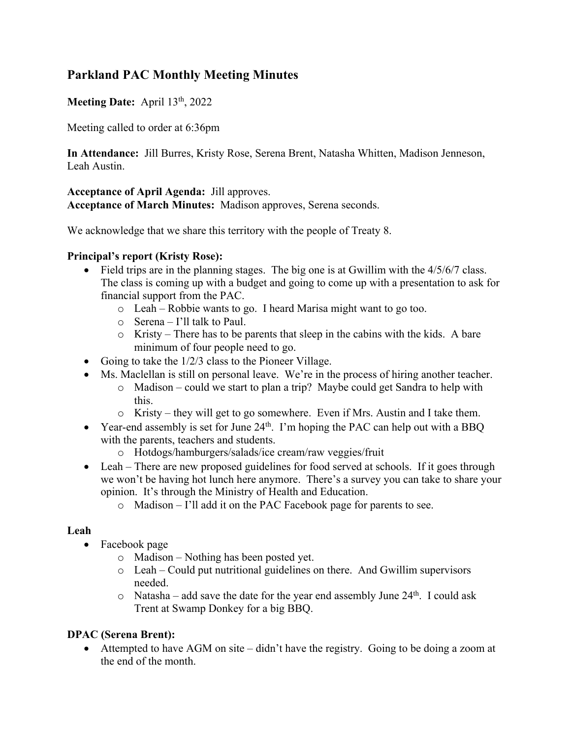## Parkland PAC Monthly Meeting Minutes

**Meeting Date:** April 13th, 2022

Meeting called to order at 6:36pm

**In Attendance:** Jill Burres, Kristy Rose, Serena Brent, Natasha Whitten, Madison Jenneson, Leah Austin.

**Acceptance of April Agenda:** Jill approves.
**Acceptance of March Minutes:** Madison approves, Serena seconds.

We acknowledge that we share this territory with the people of Treaty 8.

**Principal's report (Kristy Rose):**

- Field trips are in the planning stages. The big one is at Gwillim with the 4/5/6/7 class. The class is coming up with a budget and going to come up with a presentation to ask for financial support from the PAC.
  - Leah – Robbie wants to go. I heard Marisa might want to go too.
  - Serena – I'll talk to Paul.
  - Kristy – There has to be parents that sleep in the cabins with the kids. A bare minimum of four people need to go.
- Going to take the 1/2/3 class to the Pioneer Village.
- Ms. Maclellan is still on personal leave. We're in the process of hiring another teacher.
  - Madison – could we start to plan a trip? Maybe could get Sandra to help with this.
  - Kristy – they will get to go somewhere. Even if Mrs. Austin and I take them.
- Year-end assembly is set for June 24th. I'm hoping the PAC can help out with a BBQ with the parents, teachers and students.
  - Hotdogs/hamburgers/salads/ice cream/raw veggies/fruit
- Leah – There are new proposed guidelines for food served at schools. If it goes through we won't be having hot lunch here anymore. There's a survey you can take to share your opinion. It's through the Ministry of Health and Education.
  - Madison – I'll add it on the PAC Facebook page for parents to see.

**Leah**

- Facebook page
  - Madison – Nothing has been posted yet.
  - Leah – Could put nutritional guidelines on there. And Gwillim supervisors needed.
  - Natasha – add save the date for the year end assembly June 24th. I could ask Trent at Swamp Donkey for a big BBQ.

**DPAC (Serena Brent):**

- Attempted to have AGM on site – didn't have the registry. Going to be doing a zoom at the end of the month.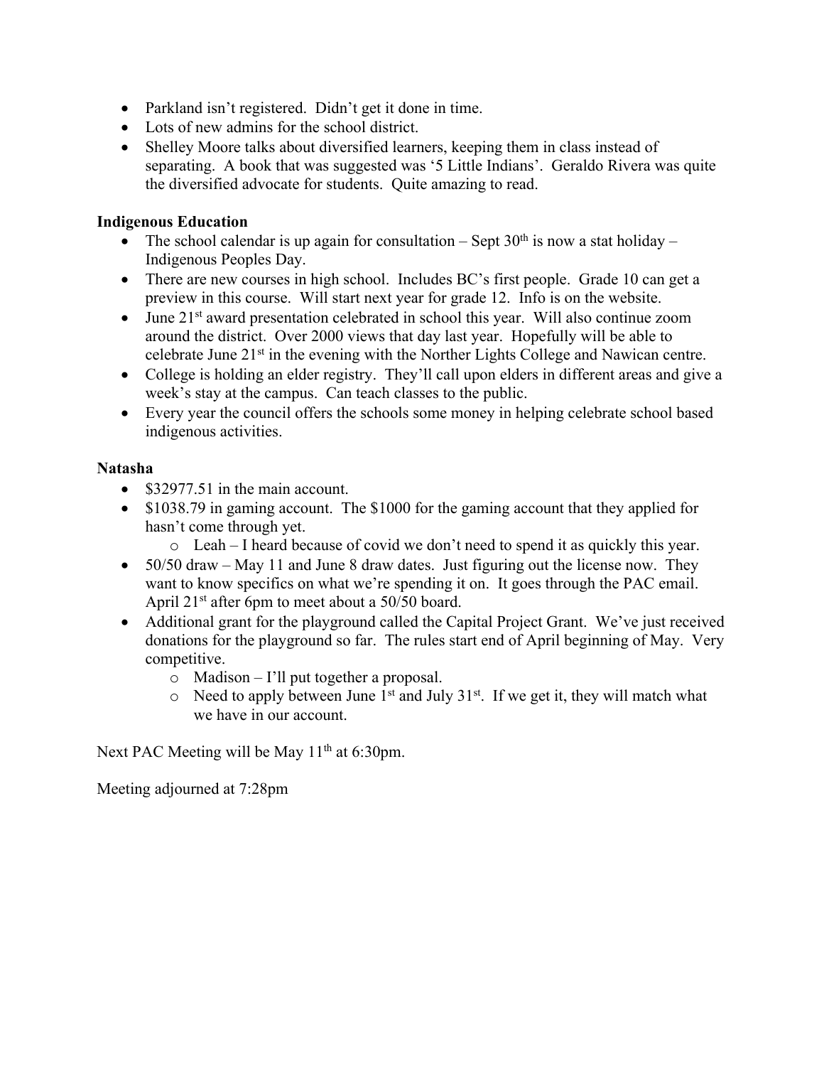- Parkland isn't registered. Didn't get it done in time.
- Lots of new admins for the school district.
- Shelley Moore talks about diversified learners, keeping them in class instead of separating. A book that was suggested was '5 Little Indians'. Geraldo Rivera was quite the diversified advocate for students. Quite amazing to read.

**Indigenous Education**

- The school calendar is up again for consultation – Sept 30th is now a stat holiday – Indigenous Peoples Day.
- There are new courses in high school. Includes BC's first people. Grade 10 can get a preview in this course. Will start next year for grade 12. Info is on the website.
- June 21st award presentation celebrated in school this year. Will also continue zoom around the district. Over 2000 views that day last year. Hopefully will be able to celebrate June 21st in the evening with the Norther Lights College and Nawican centre.
- College is holding an elder registry. They'll call upon elders in different areas and give a week's stay at the campus. Can teach classes to the public.
- Every year the council offers the schools some money in helping celebrate school based indigenous activities.

**Natasha**

- $32977.51 in the main account.
- $1038.79 in gaming account. The $1000 for the gaming account that they applied for hasn't come through yet.
  - Leah – I heard because of covid we don't need to spend it as quickly this year.
- 50/50 draw – May 11 and June 8 draw dates. Just figuring out the license now. They want to know specifics on what we're spending it on. It goes through the PAC email. April 21st after 6pm to meet about a 50/50 board.
- Additional grant for the playground called the Capital Project Grant. We've just received donations for the playground so far. The rules start end of April beginning of May. Very competitive.
  - Madison – I'll put together a proposal.
  - Need to apply between June 1st and July 31st. If we get it, they will match what we have in our account.

Next PAC Meeting will be May 11th at 6:30pm.

Meeting adjourned at 7:28pm